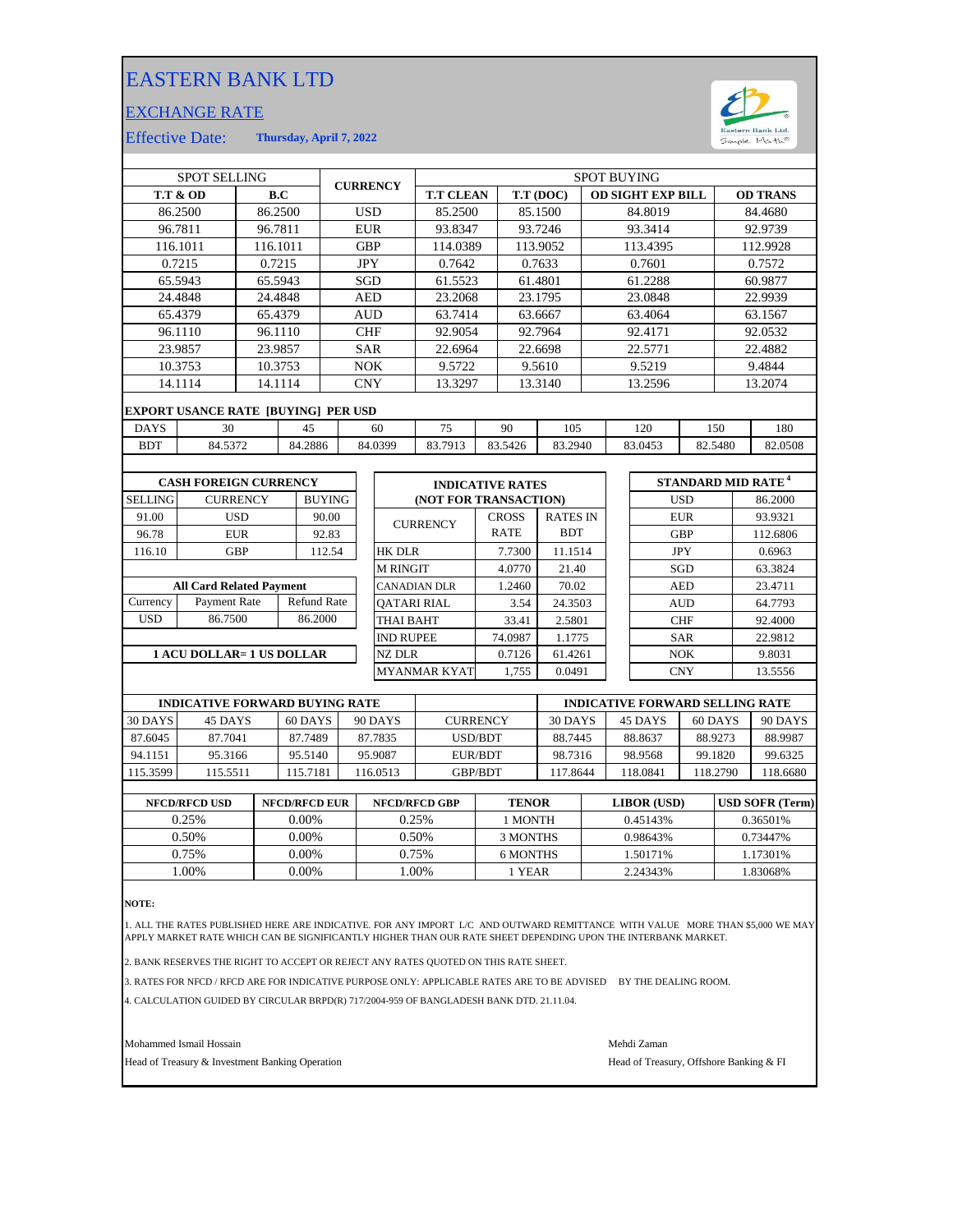# EASTERN BANK LTD

## EXCHANGE RATE

Effective Date: **Thursday, April 7, 2022**

| SPOT SELLING | | CURRENCY | SPOT BUYING | | | |
|---|---|---|---|---|---|---|
| **T.T & OD** | **B.C** | | **T.T CLEAN** | **T.T (DOC)** | **OD SIGHT EXP BILL** | **OD TRANS** |
| 86.2500 | 86.2500 | USD | 85.2500 | 85.1500 | 84.8019 | 84.4680 |
| 96.7811 | 96.7811 | EUR | 93.8347 | 93.7246 | 93.3414 | 92.9739 |
| 116.1011 | 116.1011 | GBP | 114.0389 | 113.9052 | 113.4395 | 112.9928 |
| 0.7215 | 0.7215 | JPY | 0.7642 | 0.7633 | 0.7601 | 0.7572 |
| 65.5943 | 65.5943 | SGD | 61.5523 | 61.4801 | 61.2288 | 60.9877 |
| 24.4848 | 24.4848 | AED | 23.2068 | 23.1795 | 23.0848 | 22.9939 |
| 65.4379 | 65.4379 | AUD | 63.7414 | 63.6667 | 63.4064 | 63.1567 |
| 96.1110 | 96.1110 | CHF | 92.9054 | 92.7964 | 92.4171 | 92.0532 |
| 23.9857 | 23.9857 | SAR | 22.6964 | 22.6698 | 22.5771 | 22.4882 |
| 10.3753 | 10.3753 | NOK | 9.5722 | 9.5610 | 9.5219 | 9.4844 |
| 14.1114 | 14.1114 | CNY | 13.3297 | 13.3140 | 13.2596 | 13.2074 |

**EXPORT USANCE RATE [BUYING] PER USD**

| DAYS | 30 | 45 | 60 | 75 | 90 | 105 | 120 | 150 | 180 |
|---|---|---|---|---|---|---|---|---|---|
| BDT | 84.5372 | 84.2886 | 84.0399 | 83.7913 | 83.5426 | 83.2940 | 83.0453 | 82.5480 | 82.0508 |

**CASH FOREIGN CURRENCY**

| SELLING | CURRENCY | BUYING |
|---|---|---|
| 91.00 | USD | 90.00 |
| 96.78 | EUR | 92.83 |
| 116.10 | GBP | 112.54 |

**All Card Related Payment**

| Currency | Payment Rate | Refund Rate |
|---|---|---|
| USD | 86.7500 | 86.2000 |

**1 ACU DOLLAR= 1 US DOLLAR**

**INDICATIVE RATES (NOT FOR TRANSACTION)**

| CURRENCY | CROSS RATE | RATES IN BDT |
|---|---|---|
| HK DLR | 7.7300 | 11.1514 |
| M RINGIT | 4.0770 | 21.40 |
| CANADIAN DLR | 1.2460 | 70.02 |
| QATARI RIAL | 3.54 | 24.3503 |
| THAI BAHT | 33.41 | 2.5801 |
| IND RUPEE | 74.0987 | 1.1775 |
| NZ DLR | 0.7126 | 61.4261 |
| MYANMAR KYAT | 1,755 | 0.0491 |

**STANDARD MID RATE [4]**

| Currency | Rate |
|---|---|
| USD | 86.2000 |
| EUR | 93.9321 |
| GBP | 112.6806 |
| JPY | 0.6963 |
| SGD | 63.3824 |
| AED | 23.4711 |
| AUD | 64.7793 |
| CHF | 92.4000 |
| SAR | 22.9812 |
| NOK | 9.8031 |
| CNY | 13.5556 |

| INDICATIVE FORWARD BUYING RATE | | | | | INDICATIVE FORWARD SELLING RATE | | | |
|---|---|---|---|---|---|---|---|---|
| 30 DAYS | 45 DAYS | 60 DAYS | 90 DAYS | CURRENCY | 30 DAYS | 45 DAYS | 60 DAYS | 90 DAYS |
| 87.6045 | 87.7041 | 87.7489 | 87.7835 | USD/BDT | 88.7445 | 88.8637 | 88.9273 | 88.9987 |
| 94.1151 | 95.3166 | 95.5140 | 95.9087 | EUR/BDT | 98.7316 | 98.9568 | 99.1820 | 99.6325 |
| 115.3599 | 115.5511 | 115.7181 | 116.0513 | GBP/BDT | 117.8644 | 118.0841 | 118.2790 | 118.6680 |

| NFCD/RFCD USD | NFCD/RFCD EUR | NFCD/RFCD GBP | TENOR | LIBOR (USD) | USD SOFR (Term) |
|---|---|---|---|---|---|
| 0.25% | 0.00% | 0.25% | 1 MONTH | 0.45143% | 0.36501% |
| 0.50% | 0.00% | 0.50% | 3 MONTHS | 0.98643% | 0.73447% |
| 0.75% | 0.00% | 0.75% | 6 MONTHS | 1.50171% | 1.17301% |
| 1.00% | 0.00% | 1.00% | 1 YEAR | 2.24343% | 1.83068% |

**NOTE:**

1. ALL THE RATES PUBLISHED HERE ARE INDICATIVE. FOR ANY IMPORT L/C AND OUTWARD REMITTANCE WITH VALUE MORE THAN $5,000 WE MAY APPLY MARKET RATE WHICH CAN BE SIGNIFICANTLY HIGHER THAN OUR RATE SHEET DEPENDING UPON THE INTERBANK MARKET.
2. BANK RESERVES THE RIGHT TO ACCEPT OR REJECT ANY RATES QUOTED ON THIS RATE SHEET.
3. RATES FOR NFCD / RFCD ARE FOR INDICATIVE PURPOSE ONLY: APPLICABLE RATES ARE TO BE ADVISED BY THE DEALING ROOM.
4. CALCULATION GUIDED BY CIRCULAR BRPD(R) 717/2004-959 OF BANGLADESH BANK DTD. 21.11.04.

Mohammed Ismail Hossain
Head of Treasury & Investment Banking Operation

Mehdi Zaman
Head of Treasury, Offshore Banking & FI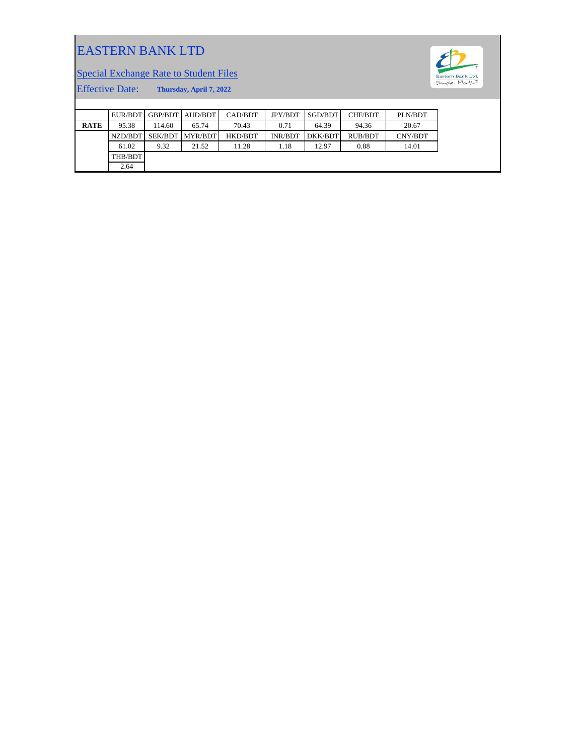# EASTERN BANK LTD

Special Exchange Rate to Student Files

Effective Date: **Thursday, April 7, 2022**

Eastern Bank Ltd.
Simple Math®

| | | | | | | | | |
|---|---|---|---|---|---|---|---|---|
| | EUR/BDT | GBP/BDT | AUD/BDT | CAD/BDT | JPY/BDT | SGD/BDT | CHF/BDT | PLN/BDT |
| **RATE** | 95.38 | 114.60 | 65.74 | 70.43 | 0.71 | 64.39 | 94.36 | 20.67 |
| | NZD/BDT | SEK/BDT | MYR/BDT | HKD/BDT | INR/BDT | DKK/BDT | RUB/BDT | CNY/BDT |
| | 61.02 | 9.32 | 21.52 | 11.28 | 1.18 | 12.97 | 0.88 | 14.01 |
| | THB/BDT | | | | | | | |
| | 2.64 | | | | | | | |